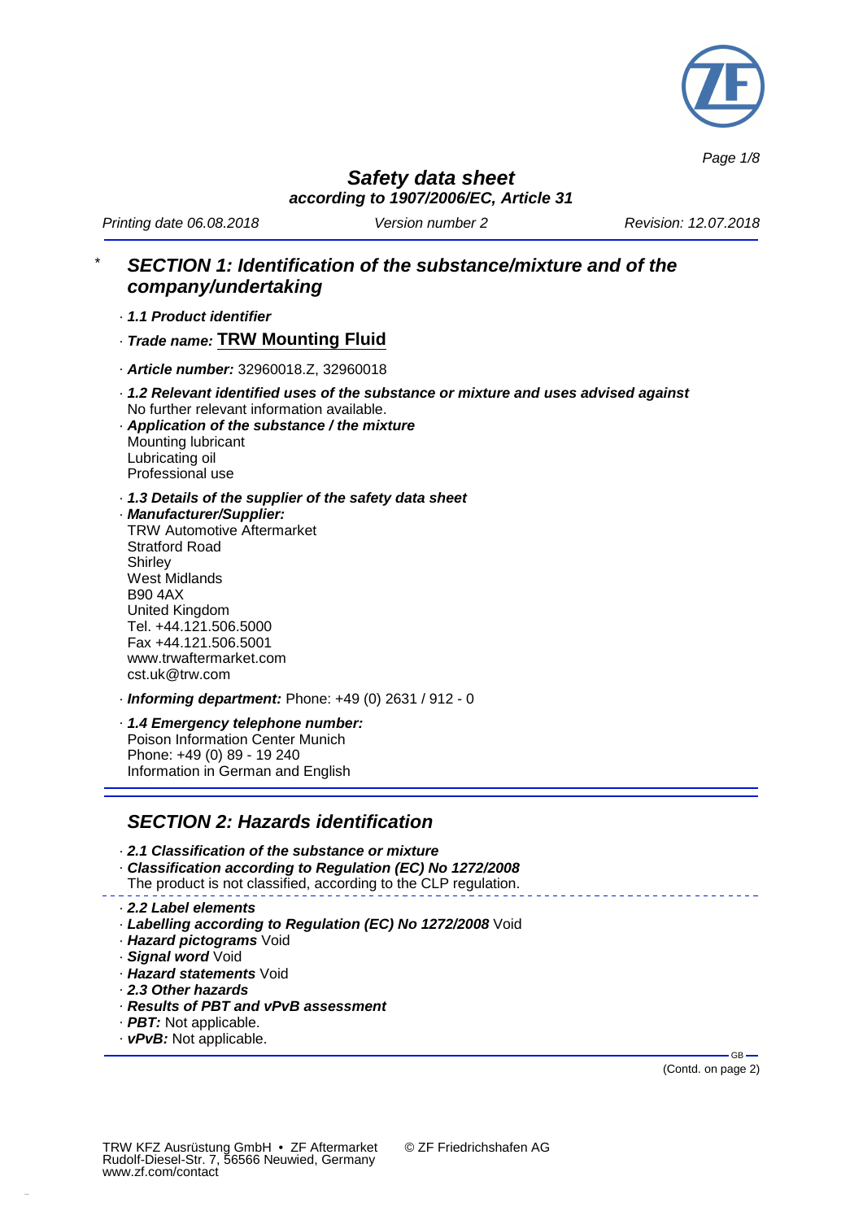# Safety data sheet

**according to 1907/2006/EC, Article 31**

*Printing date 06.08.2018* *Version number 2* *Revision: 12.07.2018*

## * SECTION 1: Identification of the substance/mixture and of the company/undertaking

· ***1.1 Product identifier***

· ***Trade name:*** **TRW Mounting Fluid**

· ***Article number:*** 32960018.Z, 32960018

· ***1.2 Relevant identified uses of the substance or mixture and uses advised against***
No further relevant information available.

· ***Application of the substance / the mixture***
Mounting lubricant
Lubricating oil
Professional use

· ***1.3 Details of the supplier of the safety data sheet***

· ***Manufacturer/Supplier:***
TRW Automotive Aftermarket
Stratford Road
Shirley
West Midlands
B90 4AX
United Kingdom
Tel. +44.121.506.5000
Fax +44.121.506.5001
www.trwaftermarket.com
cst.uk@trw.com

· ***Informing department:*** Phone: +49 (0) 2631 / 912 - 0

· ***1.4 Emergency telephone number:***
Poison Information Center Munich
Phone: +49 (0) 89 - 19 240
Information in German and English

## SECTION 2: Hazards identification

· ***2.1 Classification of the substance or mixture***

· ***Classification according to Regulation (EC) No 1272/2008***
The product is not classified, according to the CLP regulation.

· ***2.2 Label elements***

· ***Labelling according to Regulation (EC) No 1272/2008*** Void

· ***Hazard pictograms*** Void

· ***Signal word*** Void

· ***Hazard statements*** Void

· ***2.3 Other hazards***

· ***Results of PBT and vPvB assessment***

· ***PBT:*** Not applicable.

· ***vPvB:*** Not applicable.

(Contd. on page 2)

TRW KFZ Ausrüstung GmbH • ZF Aftermarket © ZF Friedrichshafen AG
Rudolf-Diesel-Str. 7, 56566 Neuwied, Germany
www.zf.com/contact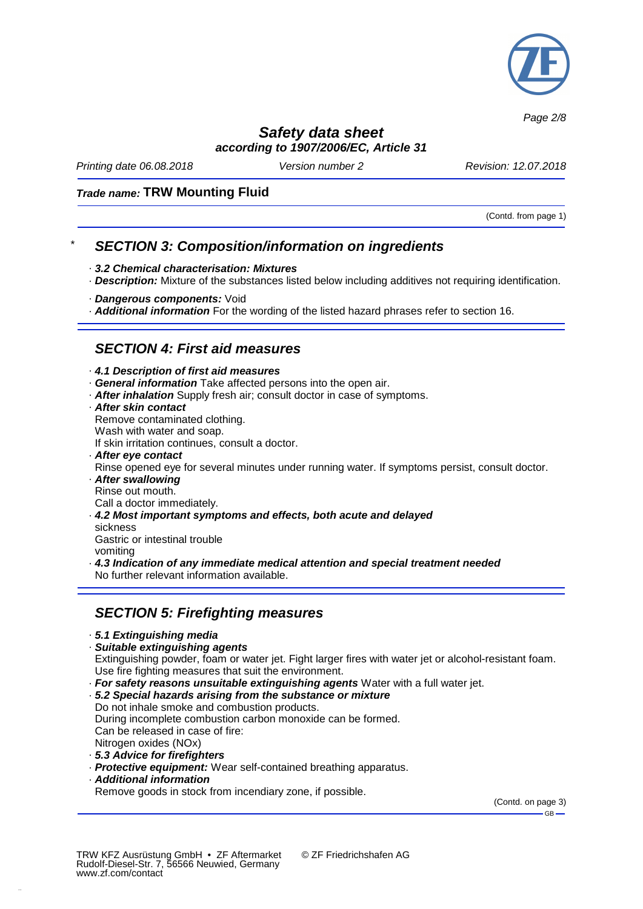(Contd. from page 1)

## * SECTION 3: Composition/information on ingredients

· ***3.2 Chemical characterisation: Mixtures***
· ***Description:*** Mixture of the substances listed below including additives not requiring identification.

· ***Dangerous components:*** Void
· ***Additional information*** For the wording of the listed hazard phrases refer to section 16.

## SECTION 4: First aid measures

· ***4.1 Description of first aid measures***
· ***General information*** Take affected persons into the open air.
· ***After inhalation*** Supply fresh air; consult doctor in case of symptoms.
· ***After skin contact***
Remove contaminated clothing.
Wash with water and soap.
If skin irritation continues, consult a doctor.
· ***After eye contact***
Rinse opened eye for several minutes under running water. If symptoms persist, consult doctor.
· ***After swallowing***
Rinse out mouth.
Call a doctor immediately.
· ***4.2 Most important symptoms and effects, both acute and delayed***
sickness
Gastric or intestinal trouble
vomiting
· ***4.3 Indication of any immediate medical attention and special treatment needed***
No further relevant information available.

## SECTION 5: Firefighting measures

· ***5.1 Extinguishing media***
· ***Suitable extinguishing agents***
Extinguishing powder, foam or water jet. Fight larger fires with water jet or alcohol-resistant foam.
Use fire fighting measures that suit the environment.
· ***For safety reasons unsuitable extinguishing agents*** Water with a full water jet.
· ***5.2 Special hazards arising from the substance or mixture***
Do not inhale smoke and combustion products.
During incomplete combustion carbon monoxide can be formed.
Can be released in case of fire:
Nitrogen oxides (NOx)
· ***5.3 Advice for firefighters***
· ***Protective equipment:*** Wear self-contained breathing apparatus.
· ***Additional information***
Remove goods in stock from incendiary zone, if possible.

(Contd. on page 3)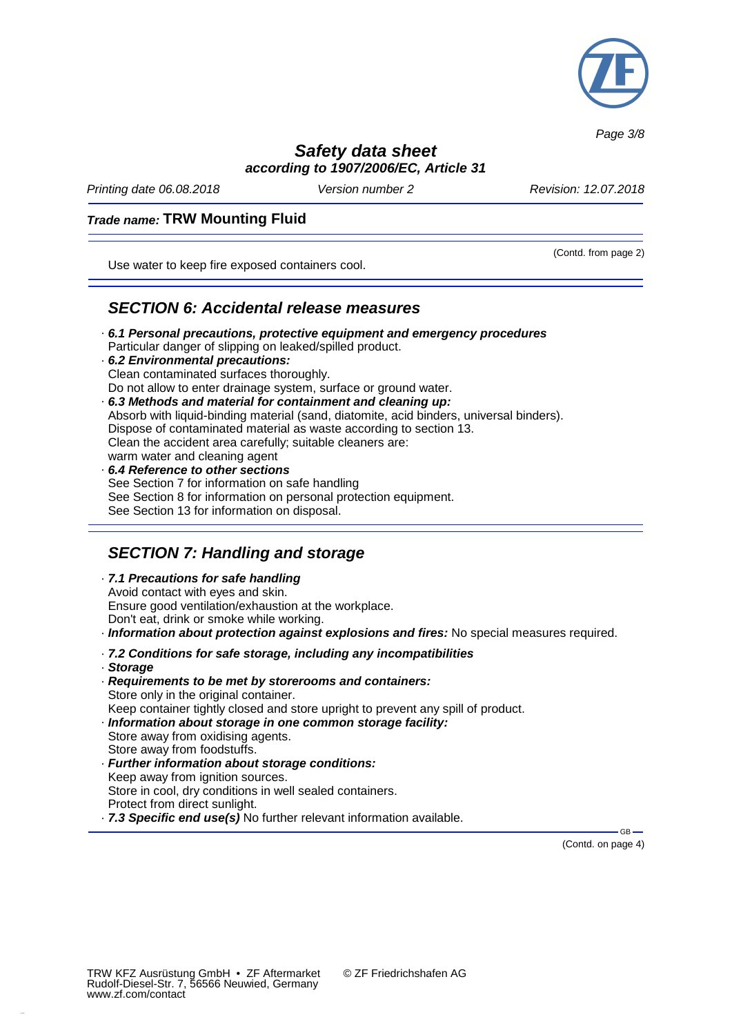(Contd. from page 2)

Use water to keep fire exposed containers cool.

## SECTION 6: Accidental release measures

· ***6.1 Personal precautions, protective equipment and emergency procedures***
Particular danger of slipping on leaked/spilled product.

· ***6.2 Environmental precautions:***
Clean contaminated surfaces thoroughly.
Do not allow to enter drainage system, surface or ground water.

· ***6.3 Methods and material for containment and cleaning up:***
Absorb with liquid-binding material (sand, diatomite, acid binders, universal binders).
Dispose of contaminated material as waste according to section 13.
Clean the accident area carefully; suitable cleaners are:
warm water and cleaning agent

· ***6.4 Reference to other sections***
See Section 7 for information on safe handling
See Section 8 for information on personal protection equipment.
See Section 13 for information on disposal.

## SECTION 7: Handling and storage

· ***7.1 Precautions for safe handling***
Avoid contact with eyes and skin.
Ensure good ventilation/exhaustion at the workplace.
Don't eat, drink or smoke while working.

· ***Information about protection against explosions and fires:*** No special measures required.

· ***7.2 Conditions for safe storage, including any incompatibilities***

· ***Storage***

· ***Requirements to be met by storerooms and containers:***
Store only in the original container.
Keep container tightly closed and store upright to prevent any spill of product.

· ***Information about storage in one common storage facility:***
Store away from oxidising agents.
Store away from foodstuffs.

· ***Further information about storage conditions:***
Keep away from ignition sources.
Store in cool, dry conditions in well sealed containers.
Protect from direct sunlight.

· ***7.3 Specific end use(s)*** No further relevant information available.

(Contd. on page 4)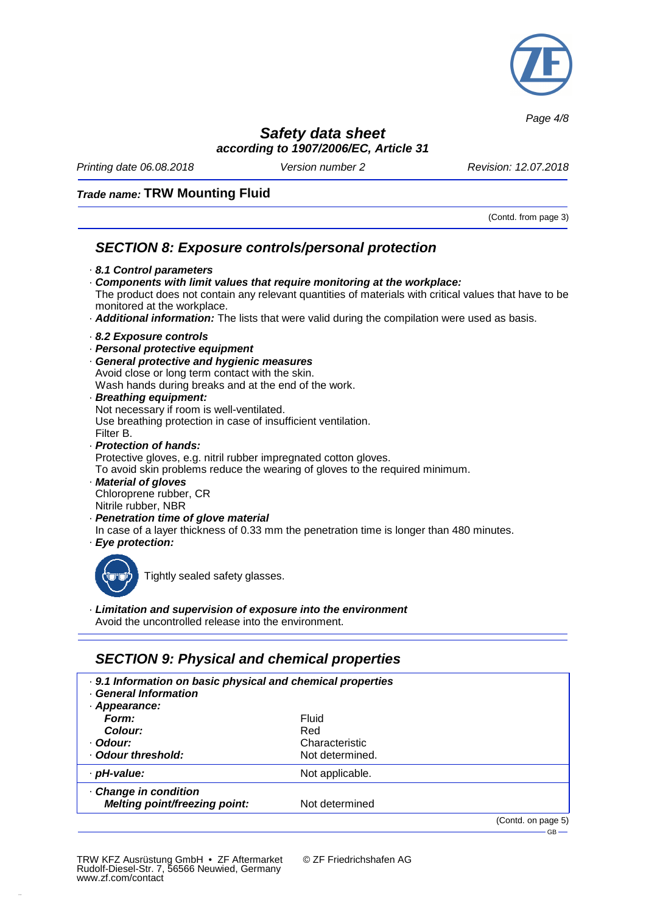(Contd. from page 3)

## SECTION 8: Exposure controls/personal protection

- ***8.1 Control parameters***
- ***Components with limit values that require monitoring at the workplace:***
  The product does not contain any relevant quantities of materials with critical values that have to be monitored at the workplace.
- ***Additional information:*** The lists that were valid during the compilation were used as basis.

- ***8.2 Exposure controls***
- ***Personal protective equipment***
- ***General protective and hygienic measures***
  Avoid close or long term contact with the skin.
  Wash hands during breaks and at the end of the work.
- ***Breathing equipment:***
  Not necessary if room is well-ventilated.
  Use breathing protection in case of insufficient ventilation.
  Filter B.
- ***Protection of hands:***
  Protective gloves, e.g. nitril rubber impregnated cotton gloves.
  To avoid skin problems reduce the wearing of gloves to the required minimum.
- ***Material of gloves***
  Chloroprene rubber, CR
  Nitrile rubber, NBR
- ***Penetration time of glove material***
  In case of a layer thickness of 0.33 mm the penetration time is longer than 480 minutes.
- ***Eye protection:***

  Tightly sealed safety glasses.

- ***Limitation and supervision of exposure into the environment***
  Avoid the uncontrolled release into the environment.

## SECTION 9: Physical and chemical properties

| · ***9.1 Information on basic physical and chemical properties*** | |
|---|---|
| · ***General Information*** | |
| · ***Appearance:*** | |
| ***Form:*** | Fluid |
| ***Colour:*** | Red |
| · ***Odour:*** | Characteristic |
| · ***Odour threshold:*** | Not determined. |
| · ***pH-value:*** | Not applicable. |
| · ***Change in condition*** | |
| ***Melting point/freezing point:*** | Not determined |

(Contd. on page 5)

TRW KFZ Ausrüstung GmbH • ZF Aftermarket
Rudolf-Diesel-Str. 7, 56566 Neuwied, Germany
www.zf.com/contact

© ZF Friedrichshafen AG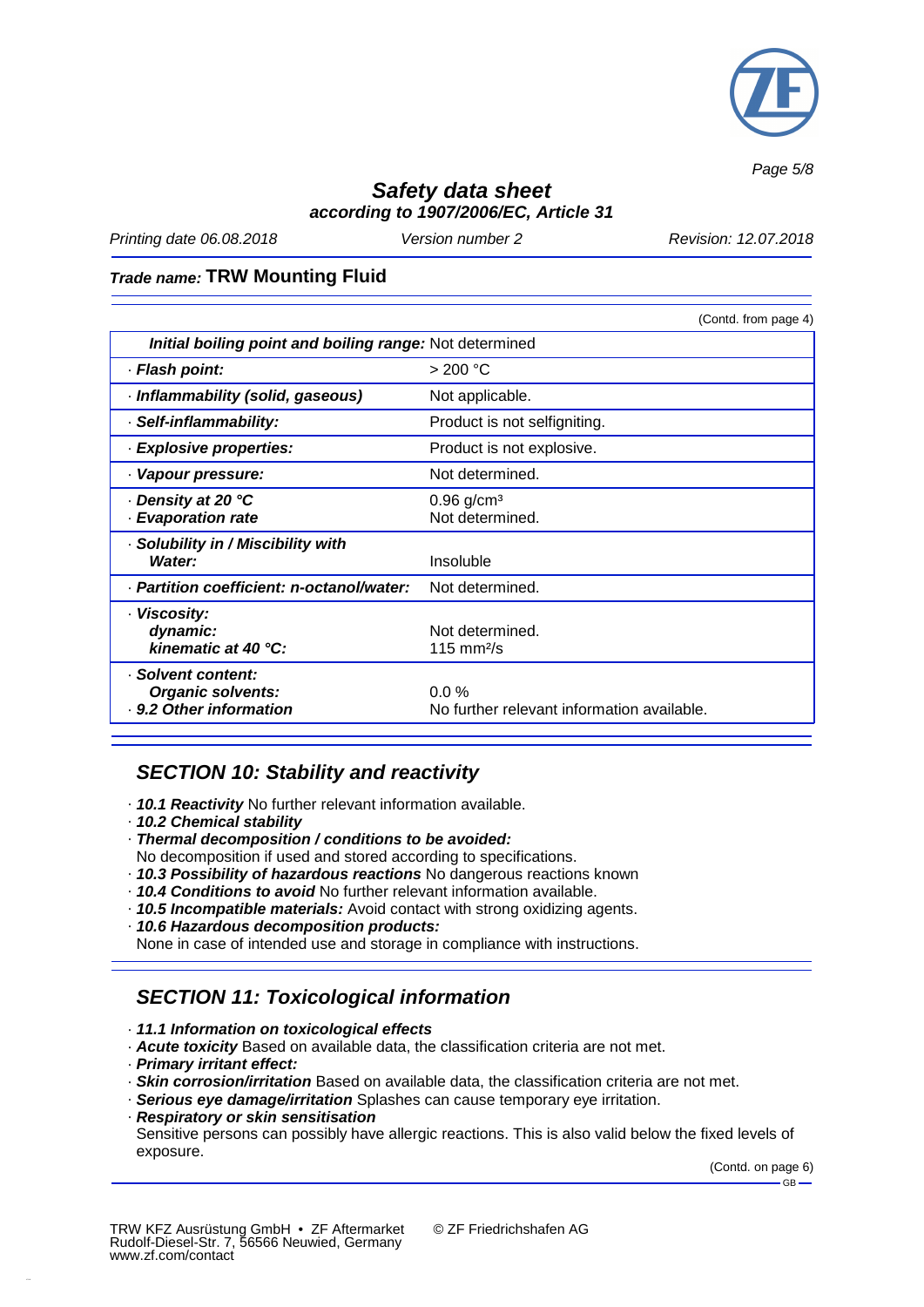*Trade name:* **TRW Mounting Fluid**

(Contd. from page 4)

| | |
|---|---|
| ***Initial boiling point and boiling range:*** Not determined | |
| · ***Flash point:*** | > 200 °C |
| · ***Inflammability (solid, gaseous)*** | Not applicable. |
| · ***Self-inflammability:*** | Product is not selfigniting. |
| · ***Explosive properties:*** | Product is not explosive. |
| · ***Vapour pressure:*** | Not determined. |
| · ***Density at 20 °C*** <br> · ***Evaporation rate*** | 0.96 g/cm³ <br> Not determined. |
| · ***Solubility in / Miscibility with Water:*** | Insoluble |
| · ***Partition coefficient: n-octanol/water:*** | Not determined. |
| · ***Viscosity:*** <br> ***dynamic:*** <br> ***kinematic at 40 °C:*** | <br> Not determined. <br> 115 mm²/s |
| · ***Solvent content:*** <br> ***Organic solvents:*** <br> · ***9.2 Other information*** | <br> 0.0 % <br> No further relevant information available. |

## SECTION 10: Stability and reactivity

- · ***10.1 Reactivity*** No further relevant information available.
- · ***10.2 Chemical stability***
- · ***Thermal decomposition / conditions to be avoided:***
  No decomposition if used and stored according to specifications.
- · ***10.3 Possibility of hazardous reactions*** No dangerous reactions known
- · ***10.4 Conditions to avoid*** No further relevant information available.
- · ***10.5 Incompatible materials:*** Avoid contact with strong oxidizing agents.
- · ***10.6 Hazardous decomposition products:***
  None in case of intended use and storage in compliance with instructions.

## SECTION 11: Toxicological information

- · ***11.1 Information on toxicological effects***
- · ***Acute toxicity*** Based on available data, the classification criteria are not met.
- · ***Primary irritant effect:***
- · ***Skin corrosion/irritation*** Based on available data, the classification criteria are not met.
- · ***Serious eye damage/irritation*** Splashes can cause temporary eye irritation.
- · ***Respiratory or skin sensitisation***
  Sensitive persons can possibly have allergic reactions. This is also valid below the fixed levels of exposure.

(Contd. on page 6)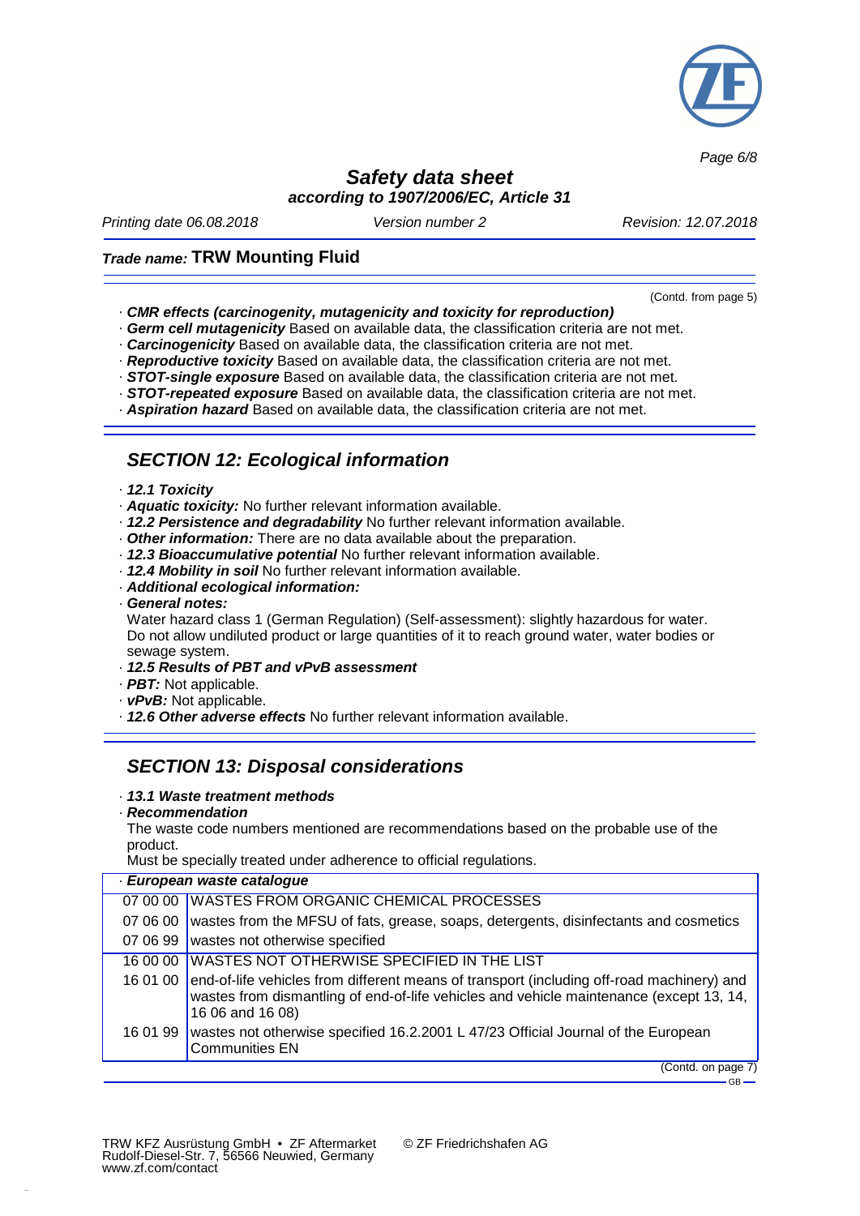(Contd. from page 5)

- · ***CMR effects (carcinogenity, mutagenicity and toxicity for reproduction)***
- · ***Germ cell mutagenicity*** Based on available data, the classification criteria are not met.
- · ***Carcinogenicity*** Based on available data, the classification criteria are not met.
- · ***Reproductive toxicity*** Based on available data, the classification criteria are not met.
- · ***STOT-single exposure*** Based on available data, the classification criteria are not met.
- · ***STOT-repeated exposure*** Based on available data, the classification criteria are not met.
- · ***Aspiration hazard*** Based on available data, the classification criteria are not met.

## *SECTION 12: Ecological information*

- · ***12.1 Toxicity***
- · ***Aquatic toxicity:*** No further relevant information available.
- · ***12.2 Persistence and degradability*** No further relevant information available.
- · ***Other information:*** There are no data available about the preparation.
- · ***12.3 Bioaccumulative potential*** No further relevant information available.
- · ***12.4 Mobility in soil*** No further relevant information available.
- · ***Additional ecological information:***
- · ***General notes:***
  Water hazard class 1 (German Regulation) (Self-assessment): slightly hazardous for water.
  Do not allow undiluted product or large quantities of it to reach ground water, water bodies or sewage system.
- · ***12.5 Results of PBT and vPvB assessment***
- · ***PBT:*** Not applicable.
- · ***vPvB:*** Not applicable.
- · ***12.6 Other adverse effects*** No further relevant information available.

## *SECTION 13: Disposal considerations*

- · ***13.1 Waste treatment methods***
- · ***Recommendation***
  The waste code numbers mentioned are recommendations based on the probable use of the product.
  Must be specially treated under adherence to official regulations.

| · ***European waste catalogue*** | |
|---|---|
| 07 00 00 | WASTES FROM ORGANIC CHEMICAL PROCESSES |
| 07 06 00 | wastes from the MFSU of fats, grease, soaps, detergents, disinfectants and cosmetics |
| 07 06 99 | wastes not otherwise specified |
| 16 00 00 | WASTES NOT OTHERWISE SPECIFIED IN THE LIST |
| 16 01 00 | end-of-life vehicles from different means of transport (including off-road machinery) and wastes from dismantling of end-of-life vehicles and vehicle maintenance (except 13, 14, 16 06 and 16 08) |
| 16 01 99 | wastes not otherwise specified 16.2.2001 L 47/23 Official Journal of the European Communities EN |

(Contd. on page 7)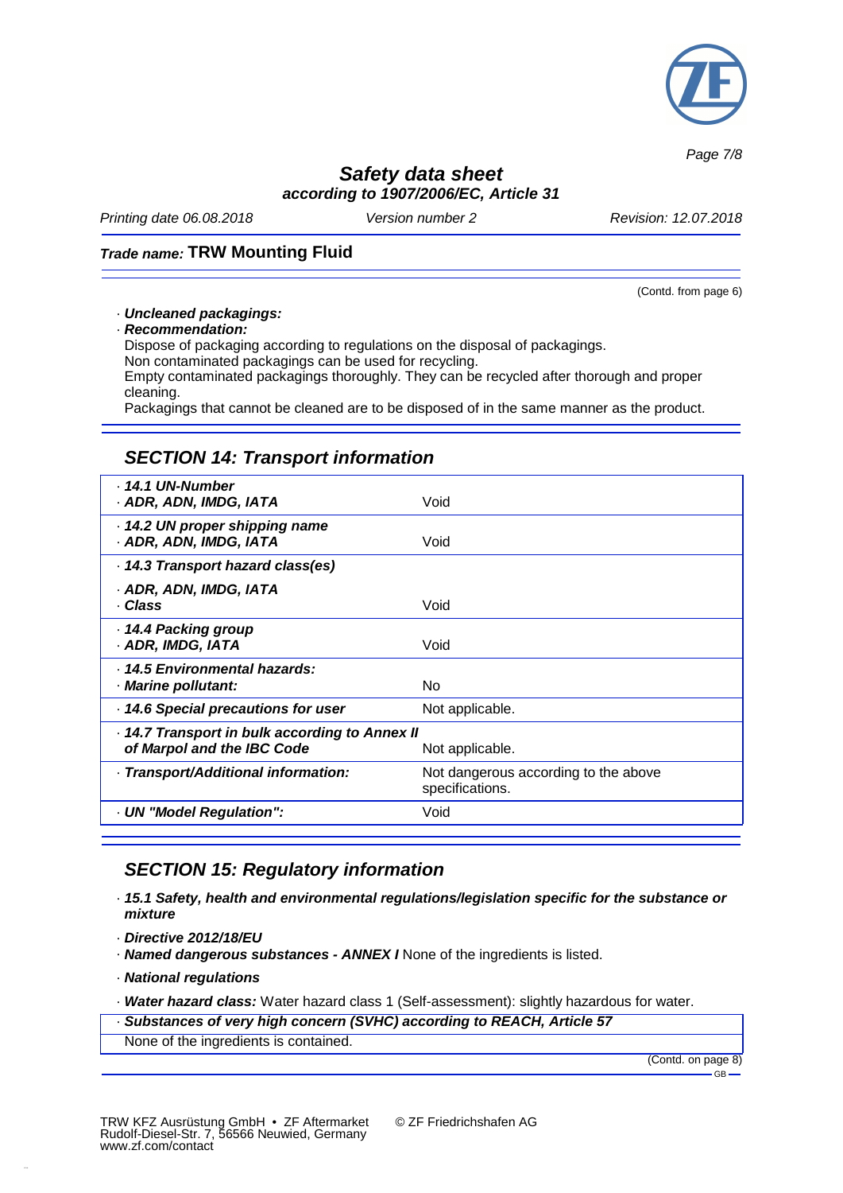(Contd. from page 6)

· ***Uncleaned packagings:***

· ***Recommendation:***

Dispose of packaging according to regulations on the disposal of packagings.
Non contaminated packagings can be used for recycling.
Empty contaminated packagings thoroughly. They can be recycled after thorough and proper cleaning.
Packagings that cannot be cleaned are to be disposed of in the same manner as the product.

## *SECTION 14: Transport information*

| | |
|---|---|
| · ***14.1 UN-Number*** <br> · ***ADR, ADN, IMDG, IATA*** | Void |
| · ***14.2 UN proper shipping name*** <br> · ***ADR, ADN, IMDG, IATA*** | Void |
| · ***14.3 Transport hazard class(es)*** <br> · ***ADR, ADN, IMDG, IATA*** <br> · ***Class*** | Void |
| · ***14.4 Packing group*** <br> · ***ADR, IMDG, IATA*** | Void |
| · ***14.5 Environmental hazards:*** <br> · ***Marine pollutant:*** | No |
| · ***14.6 Special precautions for user*** | Not applicable. |
| · ***14.7 Transport in bulk according to Annex II of Marpol and the IBC Code*** | Not applicable. |
| · ***Transport/Additional information:*** | Not dangerous according to the above specifications. |
| · ***UN "Model Regulation":*** | Void |

## *SECTION 15: Regulatory information*

· ***15.1 Safety, health and environmental regulations/legislation specific for the substance or mixture***

· ***Directive 2012/18/EU***

· ***Named dangerous substances - ANNEX I*** None of the ingredients is listed.

· ***National regulations***

· ***Water hazard class:*** Water hazard class 1 (Self-assessment): slightly hazardous for water.

· ***Substances of very high concern (SVHC) according to REACH, Article 57***

None of the ingredients is contained.

(Contd. on page 8)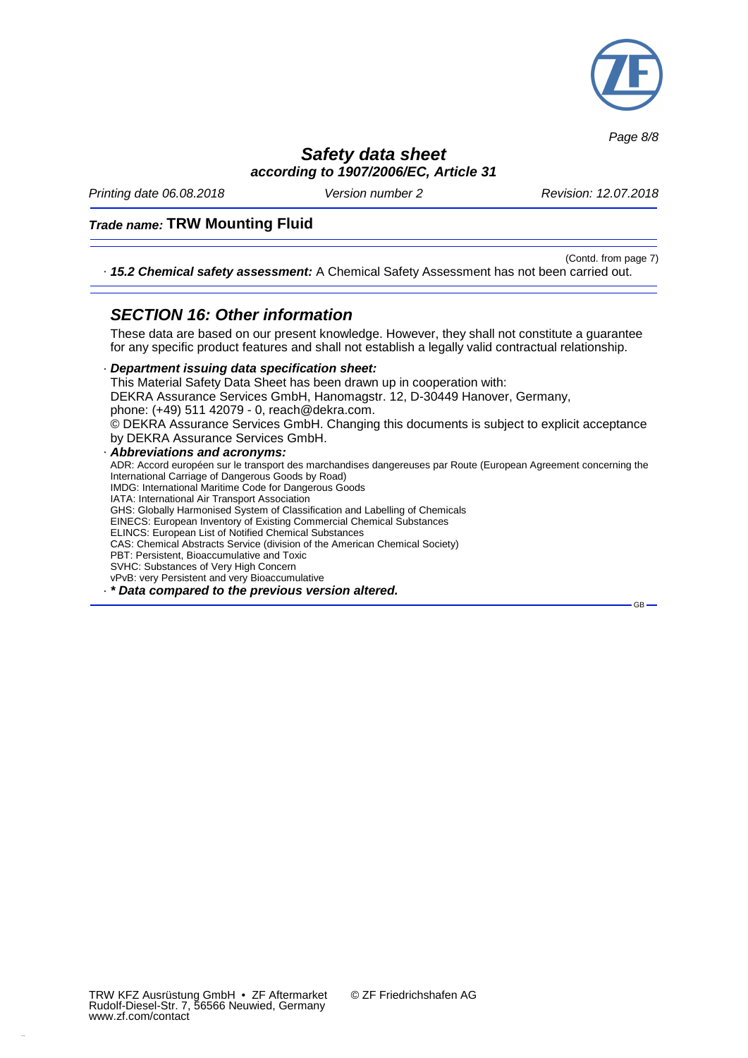(Contd. from page 7)

· **15.2 Chemical safety assessment:** A Chemical Safety Assessment has not been carried out.

## SECTION 16: Other information

These data are based on our present knowledge. However, they shall not constitute a guarantee for any specific product features and shall not establish a legally valid contractual relationship.

· **Department issuing data specification sheet:**
This Material Safety Data Sheet has been drawn up in cooperation with:
DEKRA Assurance Services GmbH, Hanomagstr. 12, D-30449 Hanover, Germany,
phone: (+49) 511 42079 - 0, reach@dekra.com.
© DEKRA Assurance Services GmbH. Changing this documents is subject to explicit acceptance by DEKRA Assurance Services GmbH.

· **Abbreviations and acronyms:**
ADR: Accord européen sur le transport des marchandises dangereuses par Route (European Agreement concerning the International Carriage of Dangerous Goods by Road)
IMDG: International Maritime Code for Dangerous Goods
IATA: International Air Transport Association
GHS: Globally Harmonised System of Classification and Labelling of Chemicals
EINECS: European Inventory of Existing Commercial Chemical Substances
ELINCS: European List of Notified Chemical Substances
CAS: Chemical Abstracts Service (division of the American Chemical Society)
PBT: Persistent, Bioaccumulative and Toxic
SVHC: Substances of Very High Concern
vPvB: very Persistent and very Bioaccumulative

· ***** Data compared to the previous version altered.**

TRW KFZ Ausrüstung GmbH • ZF Aftermarket
Rudolf-Diesel-Str. 7, 56566 Neuwied, Germany
www.zf.com/contact

© ZF Friedrichshafen AG